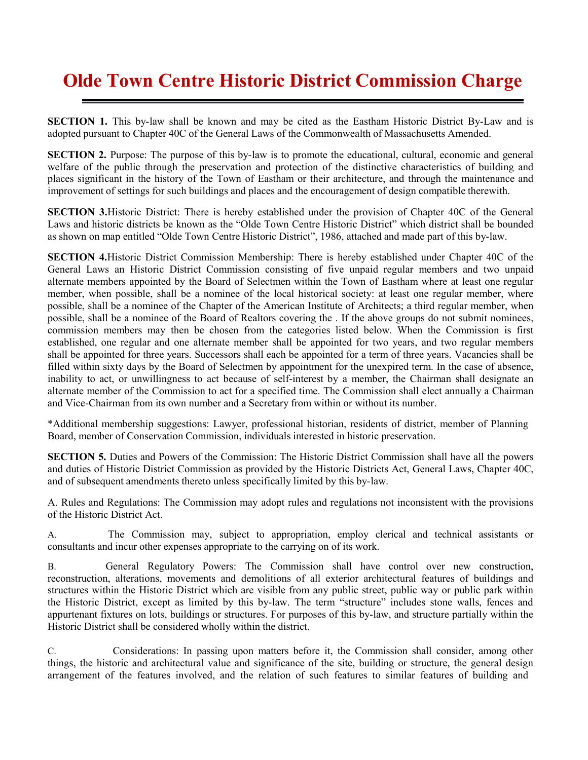# Olde Town Centre Historic District Commission Charge

**SECTION 1.** This by-law shall be known and may be cited as the Eastham Historic District By-Law and is adopted pursuant to Chapter 40C of the General Laws of the Commonwealth of Massachusetts Amended.

**SECTION 2.** Purpose: The purpose of this by-law is to promote the educational, cultural, economic and general welfare of the public through the preservation and protection of the distinctive characteristics of building and places significant in the history of the Town of Eastham or their architecture, and through the maintenance and improvement of settings for such buildings and places and the encouragement of design compatible therewith.

**SECTION 3.**Historic District: There is hereby established under the provision of Chapter 40C of the General Laws and historic districts be known as the "Olde Town Centre Historic District" which district shall be bounded as shown on map entitled "Olde Town Centre Historic District", 1986, attached and made part of this by-law.

**SECTION 4.**Historic District Commission Membership: There is hereby established under Chapter 40C of the General Laws an Historic District Commission consisting of five unpaid regular members and two unpaid alternate members appointed by the Board of Selectmen within the Town of Eastham where at least one regular member, when possible, shall be a nominee of the local historical society: at least one regular member, where possible, shall be a nominee of the Chapter of the American Institute of Architects; a third regular member, when possible, shall be a nominee of the Board of Realtors covering the . If the above groups do not submit nominees, commission members may then be chosen from the categories listed below. When the Commission is first established, one regular and one alternate member shall be appointed for two years, and two regular members shall be appointed for three years. Successors shall each be appointed for a term of three years. Vacancies shall be filled within sixty days by the Board of Selectmen by appointment for the unexpired term. In the case of absence, inability to act, or unwillingness to act because of self-interest by a member, the Chairman shall designate an alternate member of the Commission to act for a specified time. The Commission shall elect annually a Chairman and Vice-Chairman from its own number and a Secretary from within or without its number.

*Additional membership suggestions: Lawyer, professional historian, residents of district, member of Planning Board, member of Conservation Commission, individuals interested in historic preservation.

**SECTION 5.** Duties and Powers of the Commission: The Historic District Commission shall have all the powers and duties of Historic District Commission as provided by the Historic Districts Act, General Laws, Chapter 40C, and of subsequent amendments thereto unless specifically limited by this by-law.

A. Rules and Regulations: The Commission may adopt rules and regulations not inconsistent with the provisions of the Historic District Act.

A. The Commission may, subject to appropriation, employ clerical and technical assistants or consultants and incur other expenses appropriate to the carrying on of its work.

B. General Regulatory Powers: The Commission shall have control over new construction, reconstruction, alterations, movements and demolitions of all exterior architectural features of buildings and structures within the Historic District which are visible from any public street, public way or public park within the Historic District, except as limited by this by-law. The term "structure" includes stone walls, fences and appurtenant fixtures on lots, buildings or structures. For purposes of this by-law, and structure partially within the Historic District shall be considered wholly within the district.

C. Considerations: In passing upon matters before it, the Commission shall consider, among other things, the historic and architectural value and significance of the site, building or structure, the general design arrangement of the features involved, and the relation of such features to similar features of building and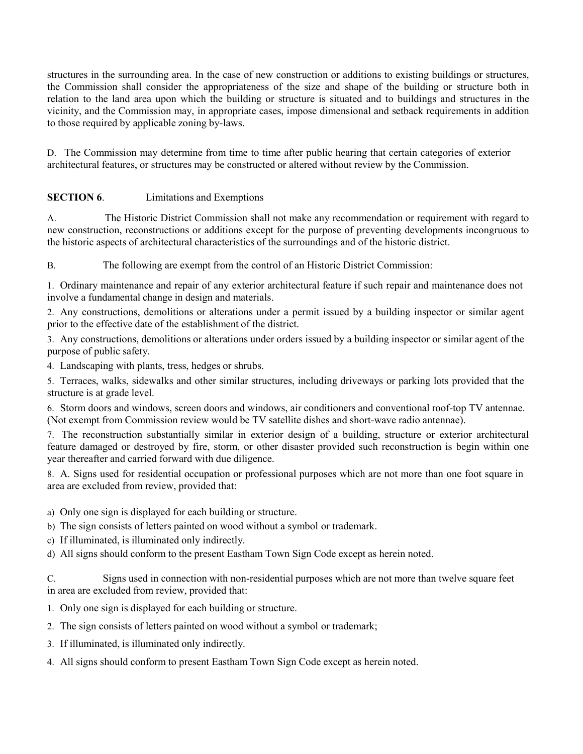structures in the surrounding area. In the case of new construction or additions to existing buildings or structures, the Commission shall consider the appropriateness of the size and shape of the building or structure both in relation to the land area upon which the building or structure is situated and to buildings and structures in the vicinity, and the Commission may, in appropriate cases, impose dimensional and setback requirements in addition to those required by applicable zoning by-laws.

D. The Commission may determine from time to time after public hearing that certain categories of exterior architectural features, or structures may be constructed or altered without review by the Commission.

**SECTION 6**. Limitations and Exemptions

A. The Historic District Commission shall not make any recommendation or requirement with regard to new construction, reconstructions or additions except for the purpose of preventing developments incongruous to the historic aspects of architectural characteristics of the surroundings and of the historic district.

B. The following are exempt from the control of an Historic District Commission:

1. Ordinary maintenance and repair of any exterior architectural feature if such repair and maintenance does not involve a fundamental change in design and materials.
2. Any constructions, demolitions or alterations under a permit issued by a building inspector or similar agent prior to the effective date of the establishment of the district.
3. Any constructions, demolitions or alterations under orders issued by a building inspector or similar agent of the purpose of public safety.
4. Landscaping with plants, tress, hedges or shrubs.
5. Terraces, walks, sidewalks and other similar structures, including driveways or parking lots provided that the structure is at grade level.
6. Storm doors and windows, screen doors and windows, air conditioners and conventional roof-top TV antennae. (Not exempt from Commission review would be TV satellite dishes and short-wave radio antennae).
7. The reconstruction substantially similar in exterior design of a building, structure or exterior architectural feature damaged or destroyed by fire, storm, or other disaster provided such reconstruction is begin within one year thereafter and carried forward with due diligence.
8. A. Signs used for residential occupation or professional purposes which are not more than one foot square in area are excluded from review, provided that:

a) Only one sign is displayed for each building or structure.
b) The sign consists of letters painted on wood without a symbol or trademark.
c) If illuminated, is illuminated only indirectly.
d) All signs should conform to the present Eastham Town Sign Code except as herein noted.

C. Signs used in connection with non-residential purposes which are not more than twelve square feet in area are excluded from review, provided that:

1. Only one sign is displayed for each building or structure.
2. The sign consists of letters painted on wood without a symbol or trademark;
3. If illuminated, is illuminated only indirectly.
4. All signs should conform to present Eastham Town Sign Code except as herein noted.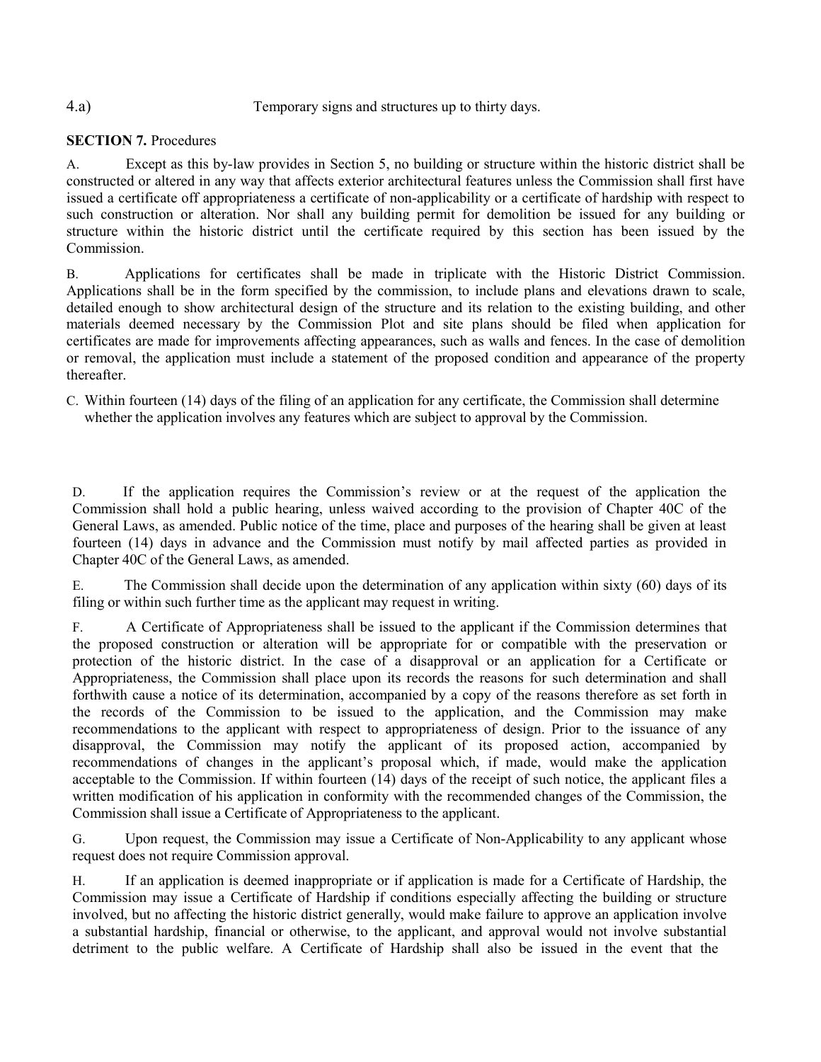4.a) Temporary signs and structures up to thirty days.

**SECTION 7.** Procedures

A. Except as this by-law provides in Section 5, no building or structure within the historic district shall be constructed or altered in any way that affects exterior architectural features unless the Commission shall first have issued a certificate off appropriateness a certificate of non-applicability or a certificate of hardship with respect to such construction or alteration. Nor shall any building permit for demolition be issued for any building or structure within the historic district until the certificate required by this section has been issued by the Commission.

B. Applications for certificates shall be made in triplicate with the Historic District Commission. Applications shall be in the form specified by the commission, to include plans and elevations drawn to scale, detailed enough to show architectural design of the structure and its relation to the existing building, and other materials deemed necessary by the Commission Plot and site plans should be filed when application for certificates are made for improvements affecting appearances, such as walls and fences. In the case of demolition or removal, the application must include a statement of the proposed condition and appearance of the property thereafter.

C. Within fourteen (14) days of the filing of an application for any certificate, the Commission shall determine whether the application involves any features which are subject to approval by the Commission.

D. If the application requires the Commission's review or at the request of the application the Commission shall hold a public hearing, unless waived according to the provision of Chapter 40C of the General Laws, as amended. Public notice of the time, place and purposes of the hearing shall be given at least fourteen (14) days in advance and the Commission must notify by mail affected parties as provided in Chapter 40C of the General Laws, as amended.

E. The Commission shall decide upon the determination of any application within sixty (60) days of its filing or within such further time as the applicant may request in writing.

F. A Certificate of Appropriateness shall be issued to the applicant if the Commission determines that the proposed construction or alteration will be appropriate for or compatible with the preservation or protection of the historic district. In the case of a disapproval or an application for a Certificate or Appropriateness, the Commission shall place upon its records the reasons for such determination and shall forthwith cause a notice of its determination, accompanied by a copy of the reasons therefore as set forth in the records of the Commission to be issued to the application, and the Commission may make recommendations to the applicant with respect to appropriateness of design. Prior to the issuance of any disapproval, the Commission may notify the applicant of its proposed action, accompanied by recommendations of changes in the applicant's proposal which, if made, would make the application acceptable to the Commission. If within fourteen (14) days of the receipt of such notice, the applicant files a written modification of his application in conformity with the recommended changes of the Commission, the Commission shall issue a Certificate of Appropriateness to the applicant.

G. Upon request, the Commission may issue a Certificate of Non-Applicability to any applicant whose request does not require Commission approval.

H. If an application is deemed inappropriate or if application is made for a Certificate of Hardship, the Commission may issue a Certificate of Hardship if conditions especially affecting the building or structure involved, but no affecting the historic district generally, would make failure to approve an application involve a substantial hardship, financial or otherwise, to the applicant, and approval would not involve substantial detriment to the public welfare. A Certificate of Hardship shall also be issued in the event that the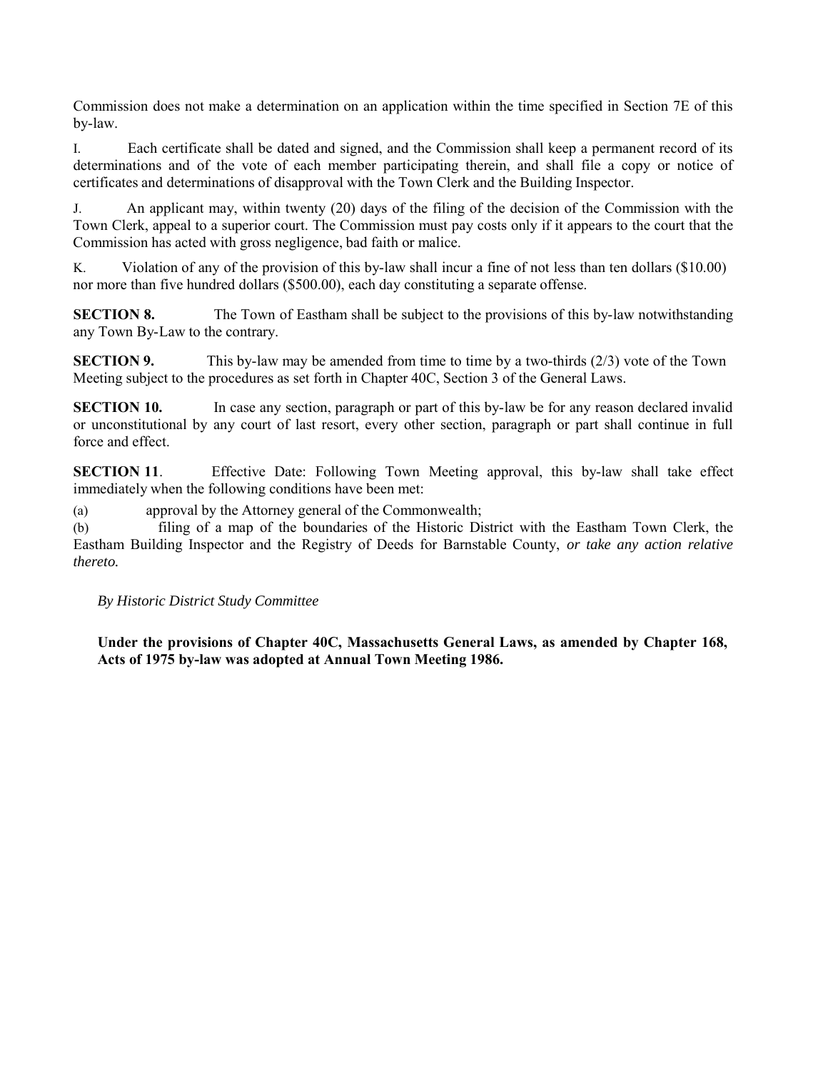Commission does not make a determination on an application within the time specified in Section 7E of this by-law.

I. Each certificate shall be dated and signed, and the Commission shall keep a permanent record of its determinations and of the vote of each member participating therein, and shall file a copy or notice of certificates and determinations of disapproval with the Town Clerk and the Building Inspector.

J. An applicant may, within twenty (20) days of the filing of the decision of the Commission with the Town Clerk, appeal to a superior court. The Commission must pay costs only if it appears to the court that the Commission has acted with gross negligence, bad faith or malice.

K. Violation of any of the provision of this by-law shall incur a fine of not less than ten dollars ($10.00) nor more than five hundred dollars ($500.00), each day constituting a separate offense.

**SECTION 8.** The Town of Eastham shall be subject to the provisions of this by-law notwithstanding any Town By-Law to the contrary.

**SECTION 9.** This by-law may be amended from time to time by a two-thirds (2/3) vote of the Town Meeting subject to the procedures as set forth in Chapter 40C, Section 3 of the General Laws.

**SECTION 10.** In case any section, paragraph or part of this by-law be for any reason declared invalid or unconstitutional by any court of last resort, every other section, paragraph or part shall continue in full force and effect.

**SECTION 11**. Effective Date: Following Town Meeting approval, this by-law shall take effect immediately when the following conditions have been met:

(a) approval by the Attorney general of the Commonwealth;

(b) filing of a map of the boundaries of the Historic District with the Eastham Town Clerk, the Eastham Building Inspector and the Registry of Deeds for Barnstable County, *or take any action relative thereto.*

*By Historic District Study Committee*

**Under the provisions of Chapter 40C, Massachusetts General Laws, as amended by Chapter 168, Acts of 1975 by-law was adopted at Annual Town Meeting 1986.**